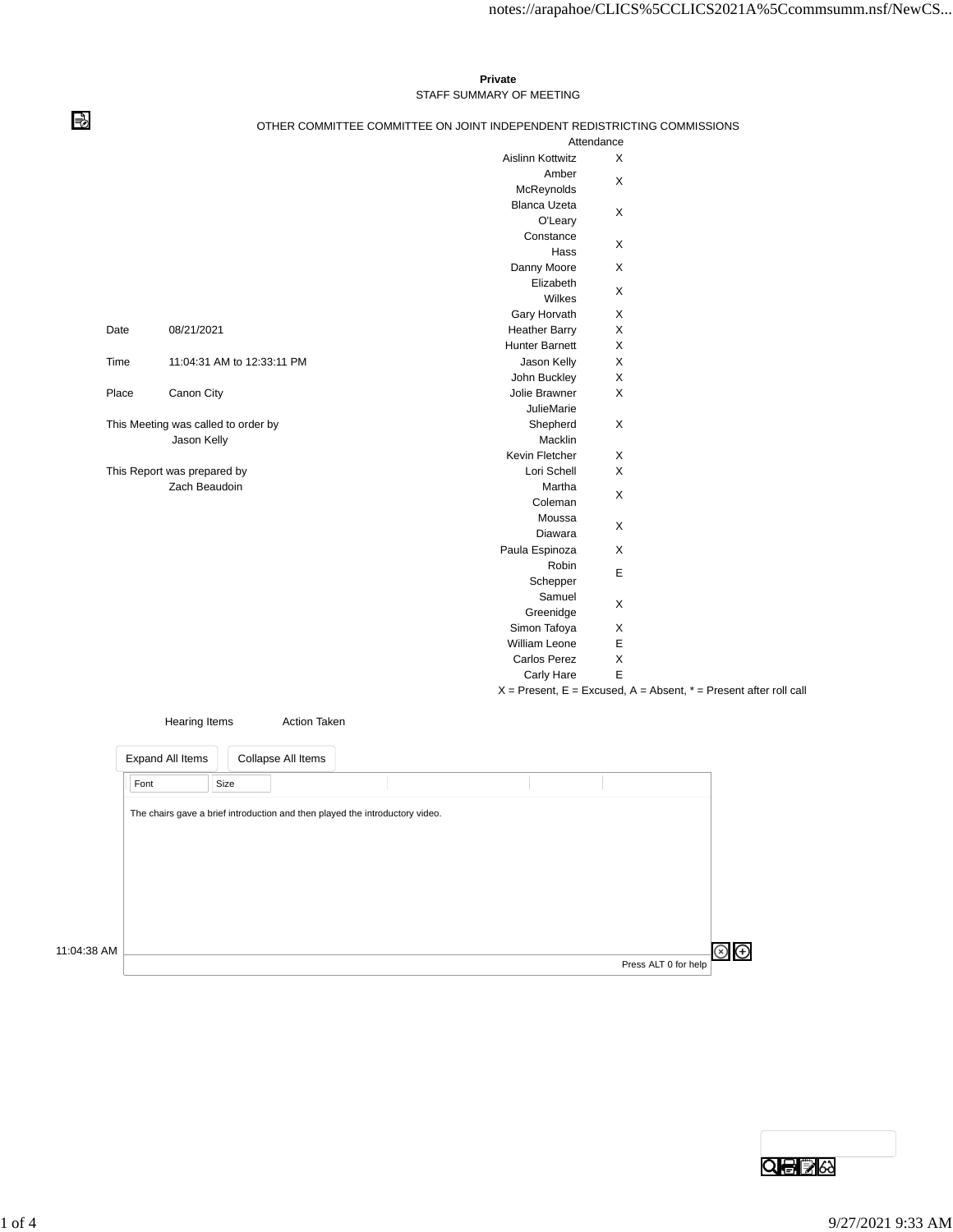**Private**

STAFF SUMMARY OF MEETING

OTHER COMMITTEE COMMITTEE ON JOINT INDEPENDENT REDISTRICTING COMMISSIONS

| | Attendance |
|---|---|
| Aislinn Kottwitz | X |
| Amber McReynolds | X |
| Blanca Uzeta O'Leary | X |
| Constance Hass | X |
| Danny Moore | X |
| Elizabeth Wilkes | X |
| Gary Horvath | X |
| Heather Barry | X |
| Hunter Barnett | X |
| Jason Kelly | X |
| John Buckley | X |
| Jolie Brawner | X |
| JulieMarie Shepherd Macklin | X |
| Kevin Fletcher | X |
| Lori Schell | X |
| Martha Coleman | X |
| Moussa Diawara | X |
| Paula Espinoza | X |
| Robin Schepper | E |
| Samuel Greenidge | X |
| Simon Tafoya | X |
| William Leone | E |
| Carlos Perez | X |
| Carly Hare | E |

X = Present, E = Excused, A = Absent, * = Present after roll call

Date 08/21/2021

Time 11:04:31 AM to 12:33:11 PM

Place Canon City

This Meeting was called to order by Jason Kelly

This Report was prepared by Zach Beaudoin

| Hearing Items | Action Taken |
|---|---|

| Time | |
|---|---|
| 11:04:38 AM | The chairs gave a brief introduction and then played the introductory video. |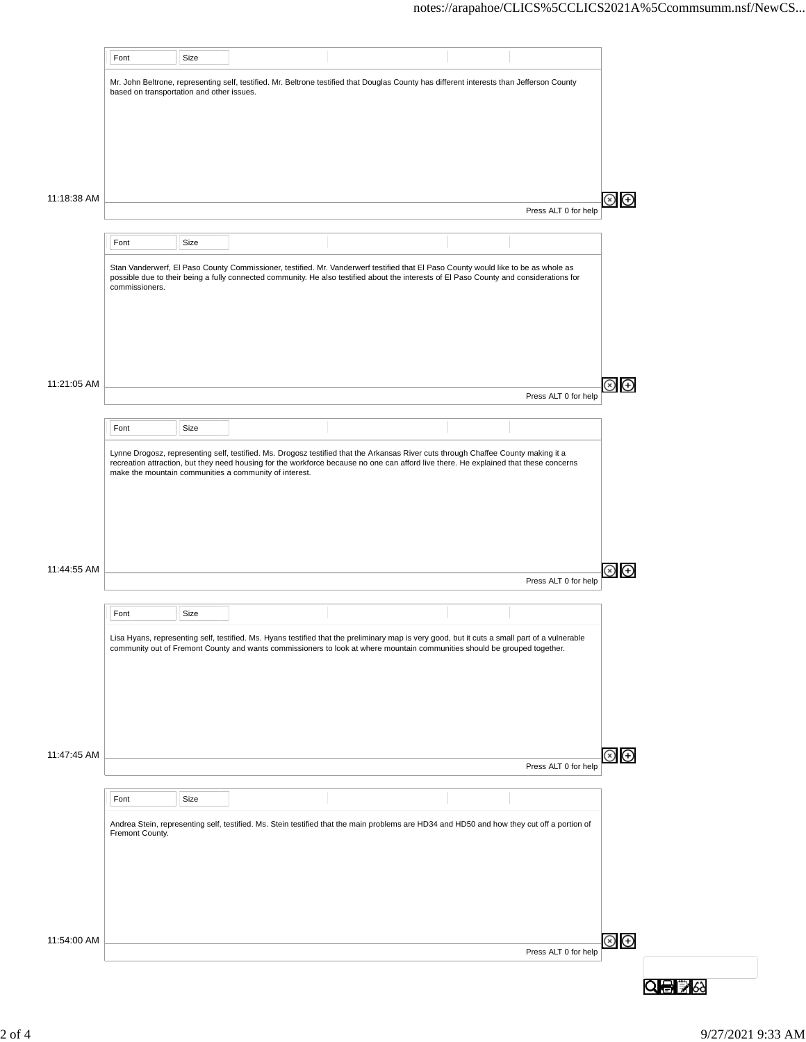Mr. John Beltrone, representing self, testified. Mr. Beltrone testified that Douglas County has different interests than Jefferson County based on transportation and other issues.

11:18:38 AM

Stan Vanderwerf, El Paso County Commissioner, testified. Mr. Vanderwerf testified that El Paso County would like to be as whole as possible due to their being a fully connected community. He also testified about the interests of El Paso County and considerations for commissioners.

11:21:05 AM

Lynne Drogosz, representing self, testified. Ms. Drogosz testified that the Arkansas River cuts through Chaffee County making it a recreation attraction, but they need housing for the workforce because no one can afford live there. He explained that these concerns make the mountain communities a community of interest.

11:44:55 AM

Lisa Hyans, representing self, testified. Ms. Hyans testified that the preliminary map is very good, but it cuts a small part of a vulnerable community out of Fremont County and wants commissioners to look at where mountain communities should be grouped together.

11:47:45 AM

Andrea Stein, representing self, testified. Ms. Stein testified that the main problems are HD34 and HD50 and how they cut off a portion of Fremont County.

11:54:00 AM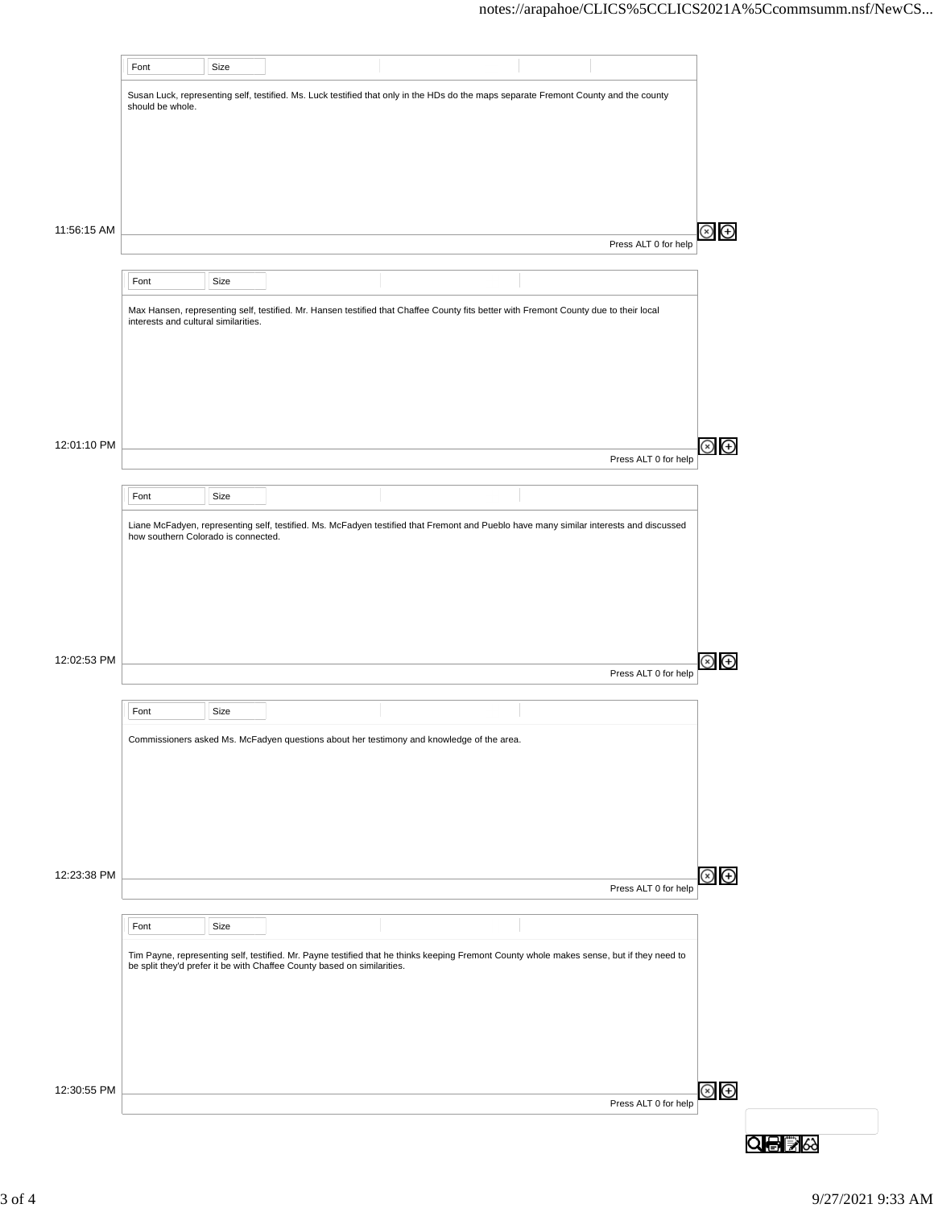Susan Luck, representing self, testified. Ms. Luck testified that only in the HDs do the maps separate Fremont County and the county should be whole.

11:56:15 AM

Max Hansen, representing self, testified. Mr. Hansen testified that Chaffee County fits better with Fremont County due to their local interests and cultural similarities.

12:01:10 PM

Liane McFadyen, representing self, testified. Ms. McFadyen testified that Fremont and Pueblo have many similar interests and discussed how southern Colorado is connected.

12:02:53 PM

Commissioners asked Ms. McFadyen questions about her testimony and knowledge of the area.

12:23:38 PM

Tim Payne, representing self, testified. Mr. Payne testified that he thinks keeping Fremont County whole makes sense, but if they need to be split they'd prefer it be with Chaffee County based on similarities.

12:30:55 PM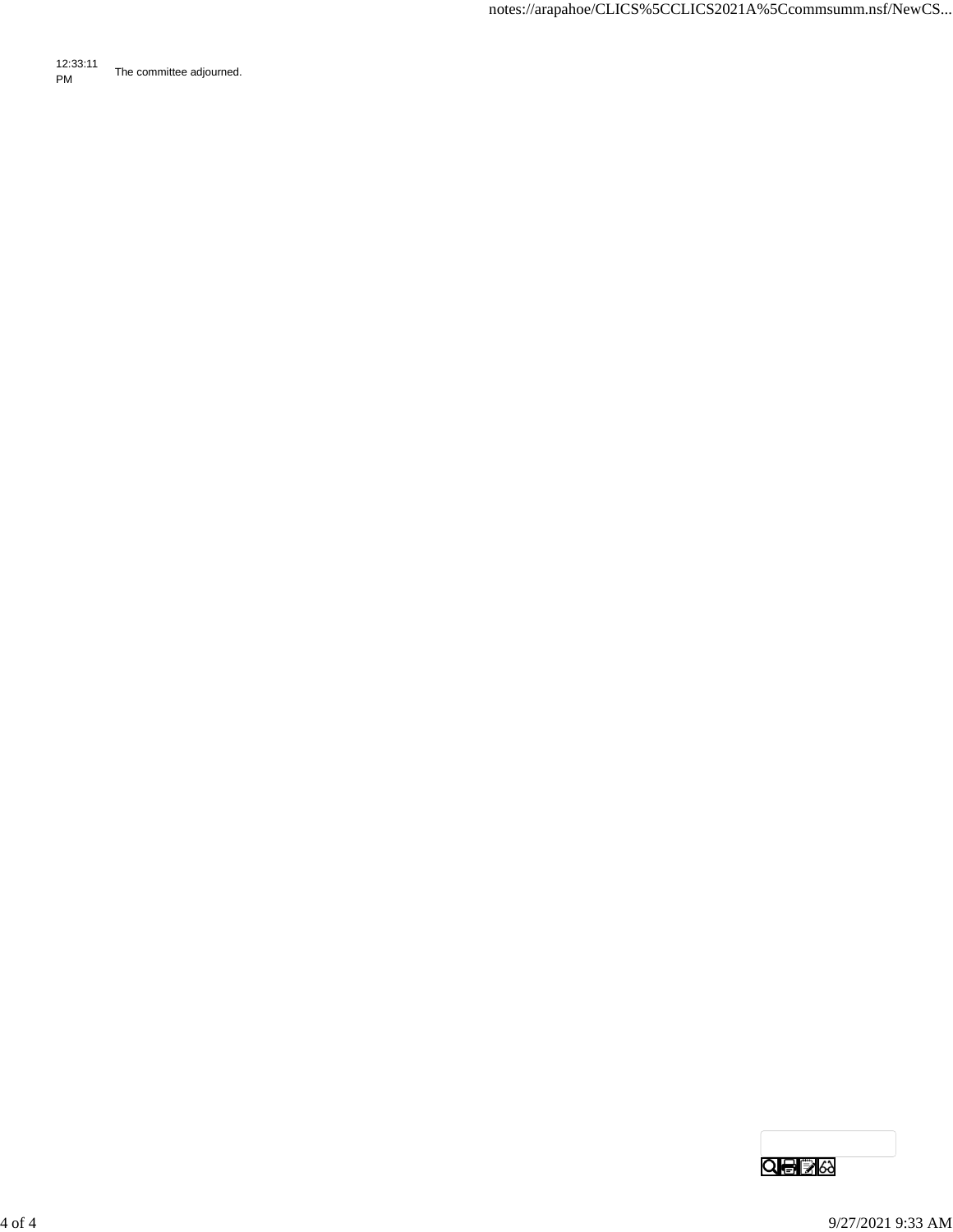| | |
|---|---|
| 12:33:11 PM | The committee adjourned. |